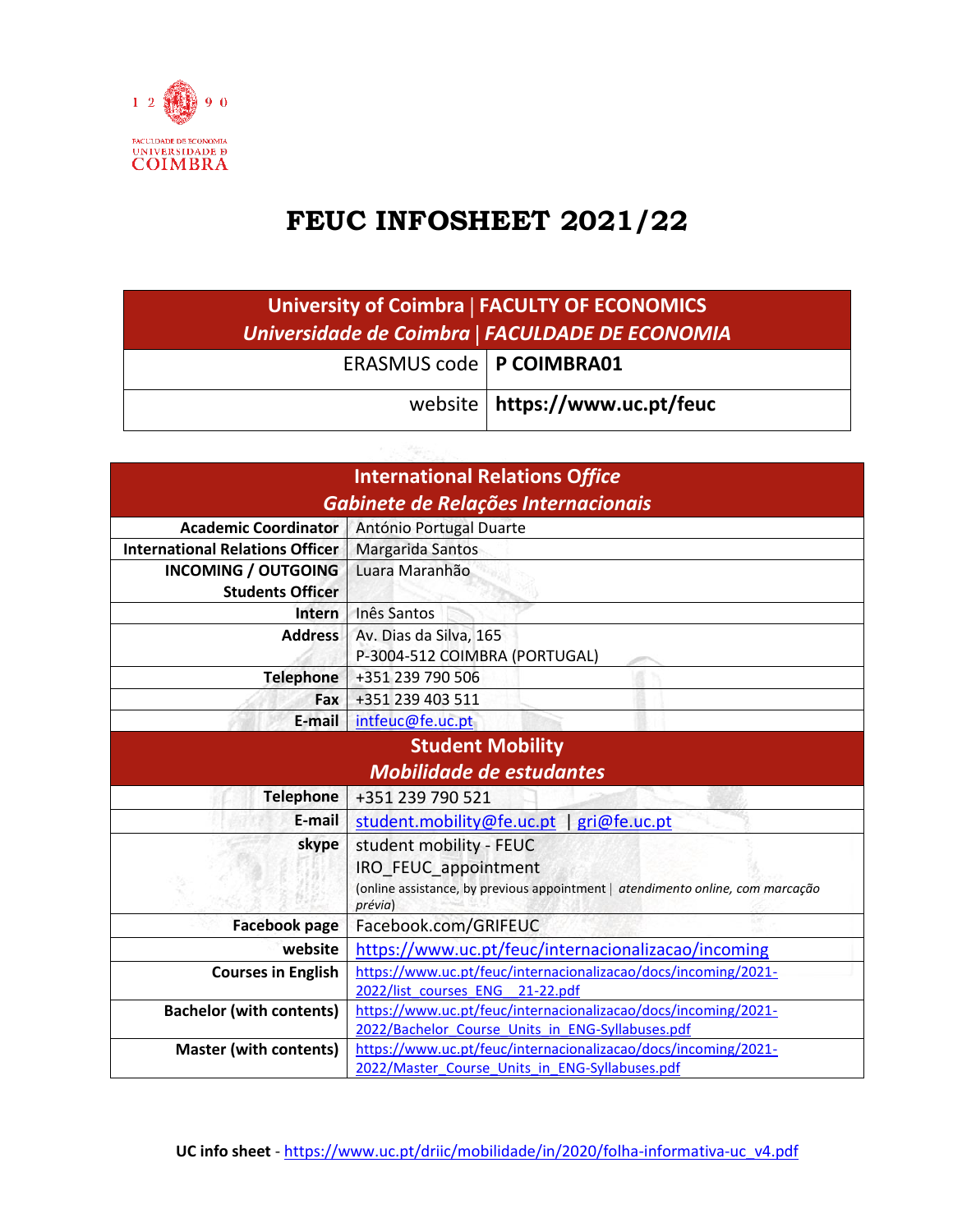FACULDADE DE ECONOMIA
UNIVERSIDADE DE
COIMBRA

# FEUC INFOSHEET 2021/22

| University of Coimbra \| FACULTY OF ECONOMICS<br>*Universidade de Coimbra \| FACULDADE DE ECONOMIA* | |
|---|---|
| ERASMUS code | **P COIMBRA01** |
| website | **https://www.uc.pt/feuc** |

| International Relations Office<br>*Gabinete de Relações Internacionais* | |
|---|---|
| **Academic Coordinator** | António Portugal Duarte |
| **International Relations Officer** | Margarida Santos |
| **INCOMING / OUTGOING Students Officer** | Luara Maranhão |
| **Intern** | Inês Santos |
| **Address** | Av. Dias da Silva, 165<br>P-3004-512 COIMBRA (PORTUGAL) |
| **Telephone** | +351 239 790 506 |
| **Fax** | +351 239 403 511 |
| **E-mail** | intfeuc@fe.uc.pt |
| **Student Mobility**<br>***Mobilidade de estudantes*** | |
| **Telephone** | +351 239 790 521 |
| **E-mail** | student.mobility@fe.uc.pt \| gri@fe.uc.pt |
| **skype** | student mobility - FEUC<br>IRO_FEUC_appointment<br>(online assistance, by previous appointment \| *atendimento online, com marcação prévia*) |
| **Facebook page** | Facebook.com/GRIFEUC |
| **website** | https://www.uc.pt/feuc/internacionalizacao/incoming |
| **Courses in English** | https://www.uc.pt/feuc/internacionalizacao/docs/incoming/2021-2022/list_courses_ENG__21-22.pdf |
| **Bachelor (with contents)** | https://www.uc.pt/feuc/internacionalizacao/docs/incoming/2021-2022/Bachelor_Course_Units_in_ENG-Syllabuses.pdf |
| **Master (with contents)** | https://www.uc.pt/feuc/internacionalizacao/docs/incoming/2021-2022/Master_Course_Units_in_ENG-Syllabuses.pdf |

**UC info sheet** - https://www.uc.pt/driic/mobilidade/in/2020/folha-informativa-uc_v4.pdf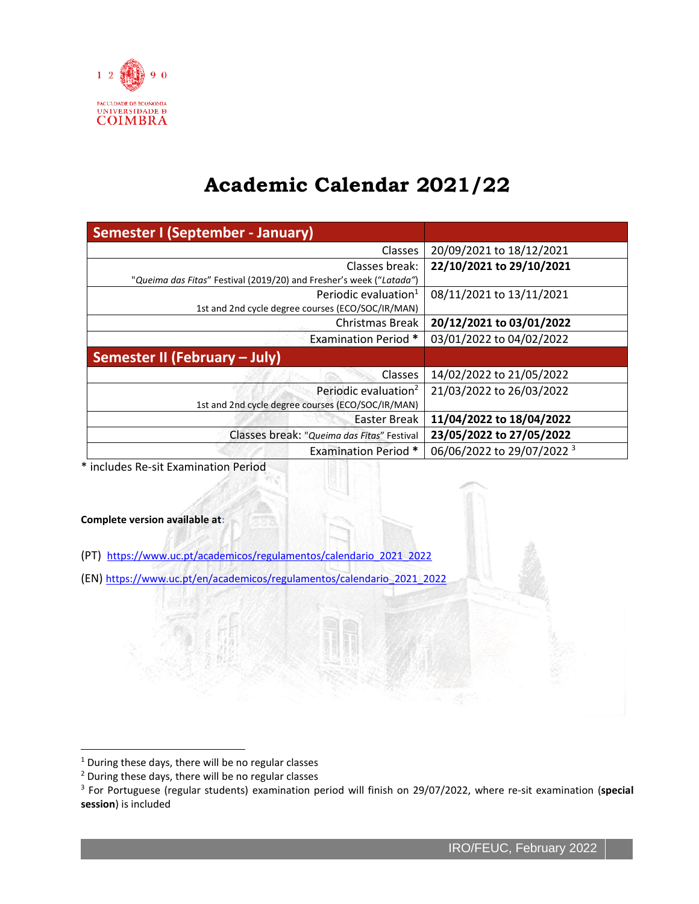# Academic Calendar 2021/22

| Semester I (September - January) | |
|---|---|
| Classes | 20/09/2021 to 18/12/2021 |
| Classes break: "*Queima das Fitas*" Festival (2019/20) and Fresher's week ("*Latada*") | **22/10/2021 to 29/10/2021** |
| Periodic evaluation[1] 1st and 2nd cycle degree courses (ECO/SOC/IR/MAN) | 08/11/2021 to 13/11/2021 |
| Christmas Break | **20/12/2021 to 03/01/2022** |
| Examination Period * | 03/01/2022 to 04/02/2022 |
| **Semester II (February – July)** | |
| Classes | 14/02/2022 to 21/05/2022 |
| Periodic evaluation[2] 1st and 2nd cycle degree courses (ECO/SOC/IR/MAN) | 21/03/2022 to 26/03/2022 |
| Easter Break | **11/04/2022 to 18/04/2022** |
| Classes break: "*Queima das Fitas*" Festival | **23/05/2022 to 27/05/2022** |
| Examination Period * | 06/06/2022 to 29/07/2022 [3] |

* includes Re-sit Examination Period

**Complete version available at:**

(PT) https://www.uc.pt/academicos/regulamentos/calendario_2021_2022

(EN) https://www.uc.pt/en/academicos/regulamentos/calendario_2021_2022

[1] During these days, there will be no regular classes

[2] During these days, there will be no regular classes

[3] For Portuguese (regular students) examination period will finish on 29/07/2022, where re-sit examination (**special session**) is included

IRO/FEUC, February 2022